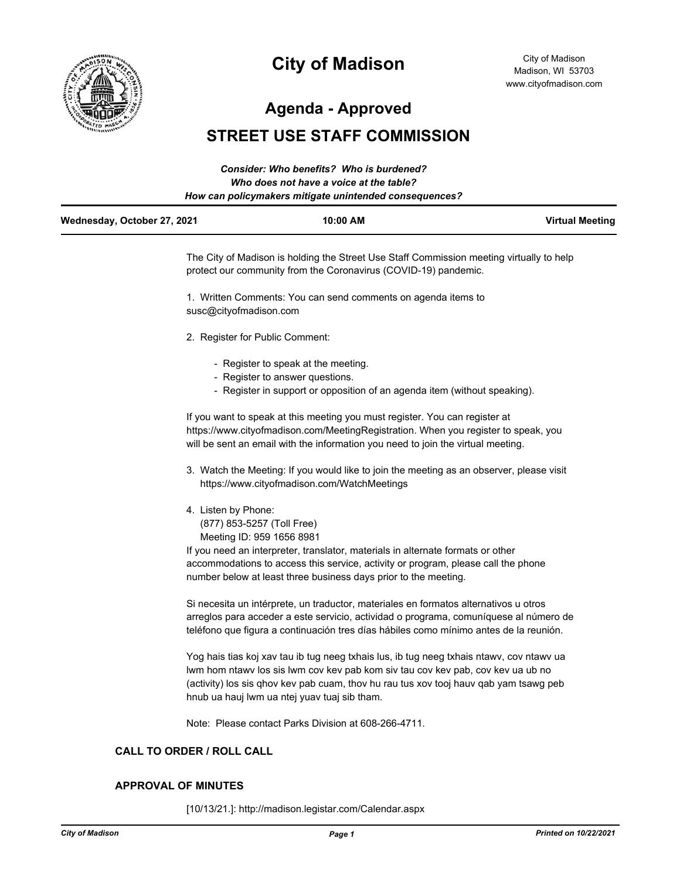# City of Madison

City of Madison
Madison, WI 53703
www.cityofmadison.com

## Agenda - Approved

## STREET USE STAFF COMMISSION

***Consider: Who benefits? Who is burdened?***
***Who does not have a voice at the table?***
***How can policymakers mitigate unintended consequences?***

**Wednesday, October 27, 2021** | **10:00 AM** | **Virtual Meeting**

The City of Madison is holding the Street Use Staff Commission meeting virtually to help protect our community from the Coronavirus (COVID-19) pandemic.

1. Written Comments: You can send comments on agenda items to susc@cityofmadison.com

2. Register for Public Comment:

   - Register to speak at the meeting.
   - Register to answer questions.
   - Register in support or opposition of an agenda item (without speaking).

If you want to speak at this meeting you must register. You can register at https://www.cityofmadison.com/MeetingRegistration. When you register to speak, you will be sent an email with the information you need to join the virtual meeting.

3. Watch the Meeting: If you would like to join the meeting as an observer, please visit https://www.cityofmadison.com/WatchMeetings

4. Listen by Phone:
   (877) 853-5257 (Toll Free)
   Meeting ID: 959 1656 8981

If you need an interpreter, translator, materials in alternate formats or other accommodations to access this service, activity or program, please call the phone number below at least three business days prior to the meeting.

Si necesita un intérprete, un traductor, materiales en formatos alternativos u otros arreglos para acceder a este servicio, actividad o programa, comuníquese al número de teléfono que figura a continuación tres días hábiles como mínimo antes de la reunión.

Yog hais tias koj xav tau ib tug neeg txhais lus, ib tug neeg txhais ntawv, cov ntawv ua lwm hom ntawv los sis lwm cov kev pab kom siv tau cov kev pab, cov kev ua ub no (activity) los sis qhov kev pab cuam, thov hu rau tus xov tooj hauv qab yam tsawg peb hnub ua hauj lwm ua ntej yuav tuaj sib tham.

Note: Please contact Parks Division at 608-266-4711.

### CALL TO ORDER / ROLL CALL

### APPROVAL OF MINUTES

[10/13/21.]: http://madison.legistar.com/Calendar.aspx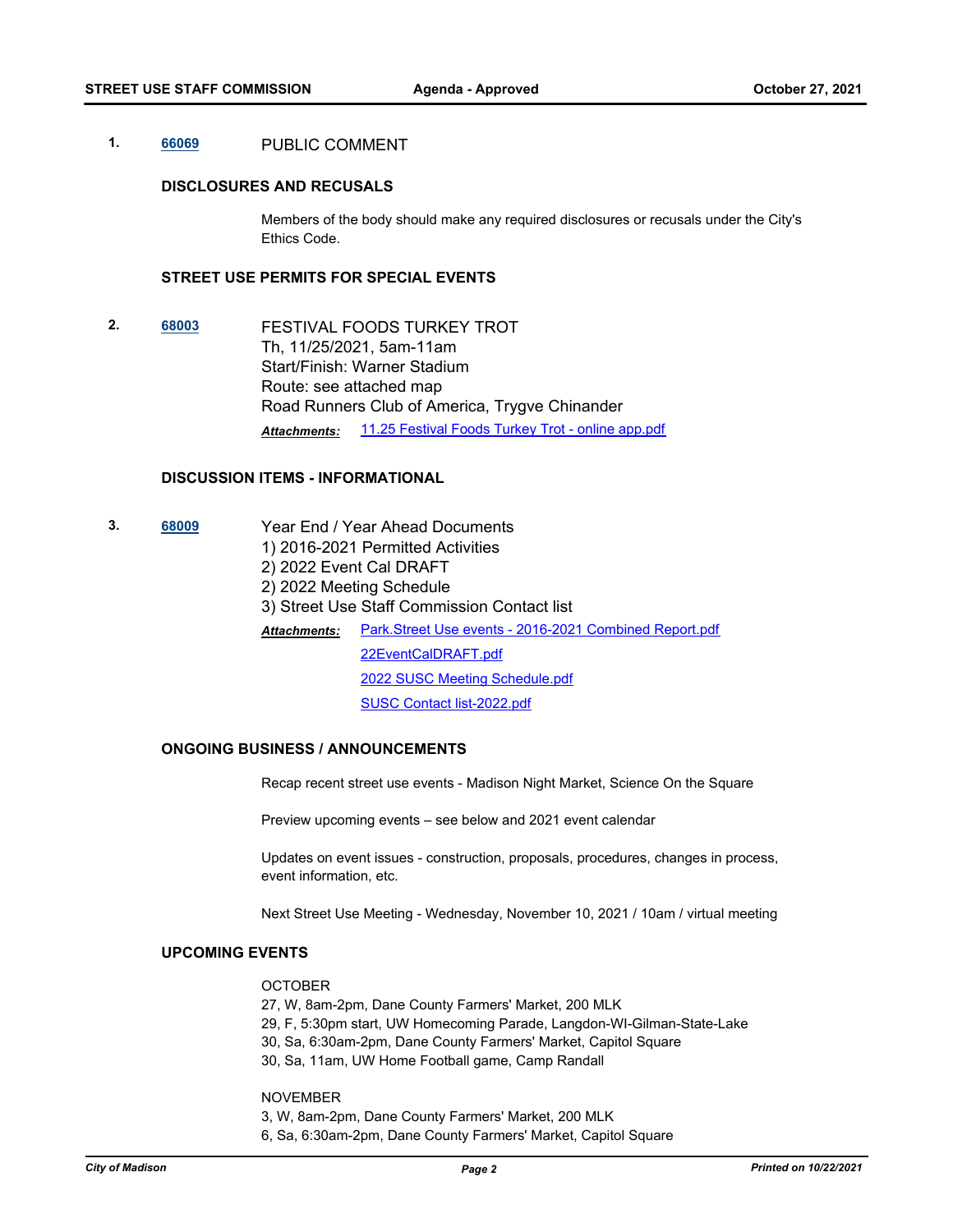**1.** **66069** PUBLIC COMMENT

### DISCLOSURES AND RECUSALS

Members of the body should make any required disclosures or recusals under the City's Ethics Code.

### STREET USE PERMITS FOR SPECIAL EVENTS

**2.** **68003** FESTIVAL FOODS TURKEY TROT
Th, 11/25/2021, 5am-11am
Start/Finish: Warner Stadium
Route: see attached map
Road Runners Club of America, Trygve Chinander

***Attachments:*** 11.25 Festival Foods Turkey Trot - online app.pdf

### DISCUSSION ITEMS - INFORMATIONAL

**3.** **68009** Year End / Year Ahead Documents
1) 2016-2021 Permitted Activities
2) 2022 Event Cal DRAFT
2) 2022 Meeting Schedule
3) Street Use Staff Commission Contact list

***Attachments:*** Park.Street Use events - 2016-2021 Combined Report.pdf
22EventCalDRAFT.pdf
2022 SUSC Meeting Schedule.pdf
SUSC Contact list-2022.pdf

### ONGOING BUSINESS / ANNOUNCEMENTS

Recap recent street use events - Madison Night Market, Science On the Square

Preview upcoming events – see below and 2021 event calendar

Updates on event issues - construction, proposals, procedures, changes in process, event information, etc.

Next Street Use Meeting - Wednesday, November 10, 2021 / 10am / virtual meeting

### UPCOMING EVENTS

OCTOBER
27, W, 8am-2pm, Dane County Farmers' Market, 200 MLK
29, F, 5:30pm start, UW Homecoming Parade, Langdon-WI-Gilman-State-Lake
30, Sa, 6:30am-2pm, Dane County Farmers' Market, Capitol Square
30, Sa, 11am, UW Home Football game, Camp Randall

NOVEMBER
3, W, 8am-2pm, Dane County Farmers' Market, 200 MLK
6, Sa, 6:30am-2pm, Dane County Farmers' Market, Capitol Square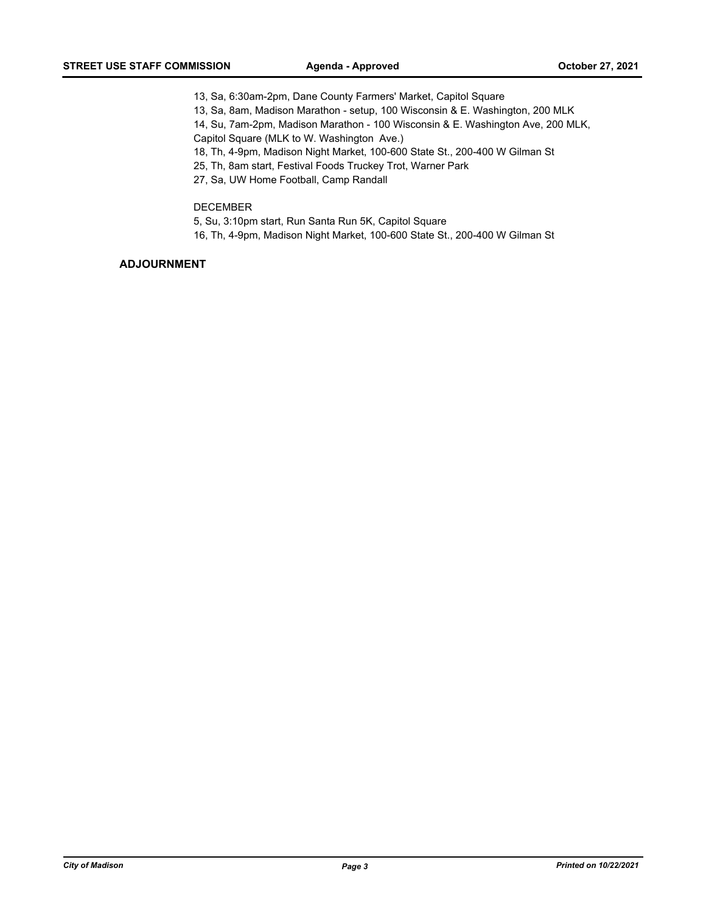13, Sa, 6:30am-2pm, Dane County Farmers' Market, Capitol Square
13, Sa, 8am, Madison Marathon - setup, 100 Wisconsin & E. Washington, 200 MLK
14, Su, 7am-2pm, Madison Marathon - 100 Wisconsin & E. Washington Ave, 200 MLK, Capitol Square (MLK to W. Washington Ave.)
18, Th, 4-9pm, Madison Night Market, 100-600 State St., 200-400 W Gilman St
25, Th, 8am start, Festival Foods Truckey Trot, Warner Park
27, Sa, UW Home Football, Camp Randall

DECEMBER
5, Su, 3:10pm start, Run Santa Run 5K, Capitol Square
16, Th, 4-9pm, Madison Night Market, 100-600 State St., 200-400 W Gilman St

## ADJOURNMENT